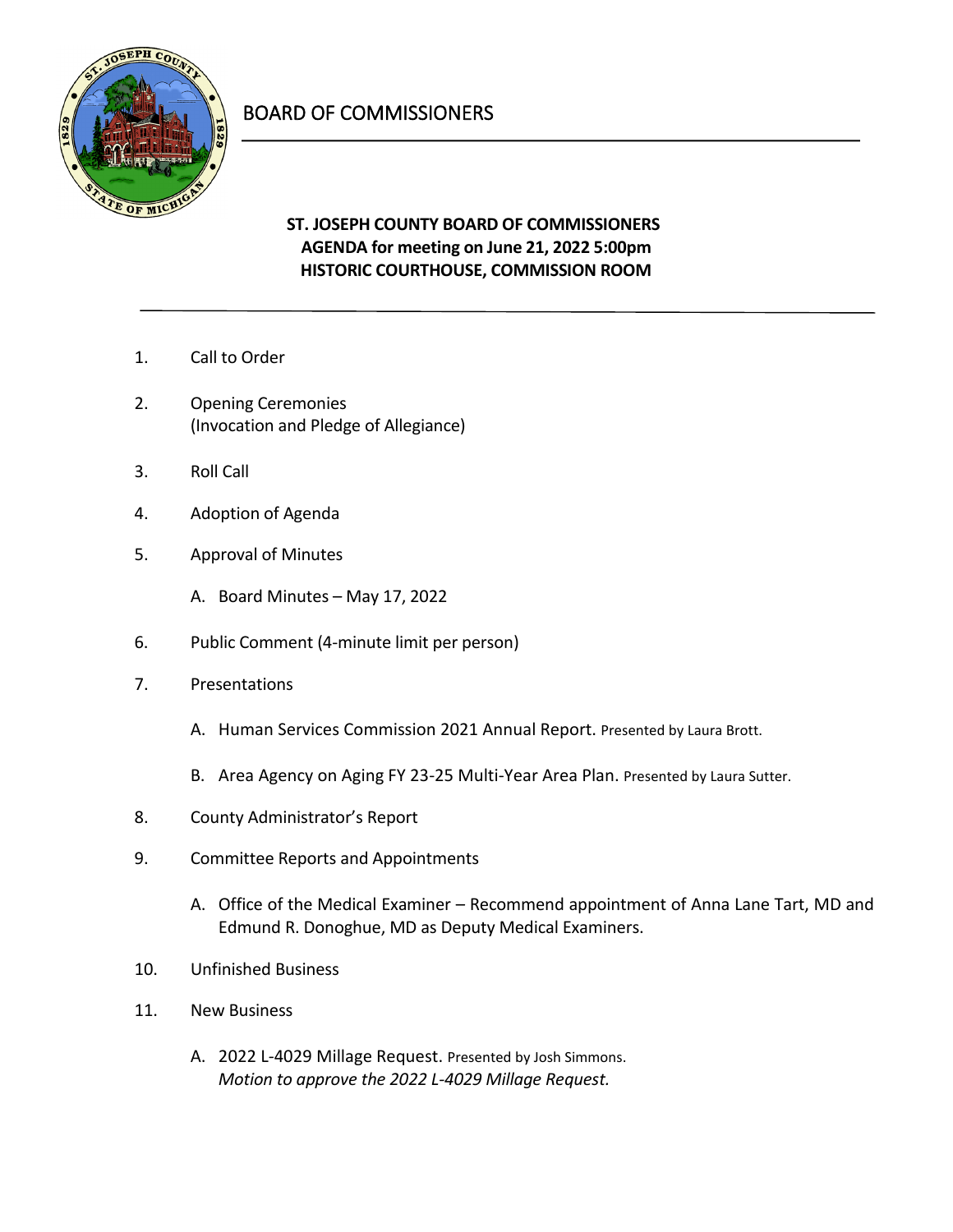# BOARD OF COMMISSIONERS

**ST. JOSEPH COUNTY BOARD OF COMMISSIONERS**
**AGENDA for meeting on June 21, 2022 5:00pm**
**HISTORIC COURTHOUSE, COMMISSION ROOM**

1. Call to Order

2. Opening Ceremonies
   (Invocation and Pledge of Allegiance)

3. Roll Call

4. Adoption of Agenda

5. Approval of Minutes

   A. Board Minutes – May 17, 2022

6. Public Comment (4-minute limit per person)

7. Presentations

   A. Human Services Commission 2021 Annual Report. Presented by Laura Brott.

   B. Area Agency on Aging FY 23-25 Multi-Year Area Plan. Presented by Laura Sutter.

8. County Administrator's Report

9. Committee Reports and Appointments

   A. Office of the Medical Examiner – Recommend appointment of Anna Lane Tart, MD and Edmund R. Donoghue, MD as Deputy Medical Examiners.

10. Unfinished Business

11. New Business

    A. 2022 L-4029 Millage Request. Presented by Josh Simmons.
    *Motion to approve the 2022 L-4029 Millage Request.*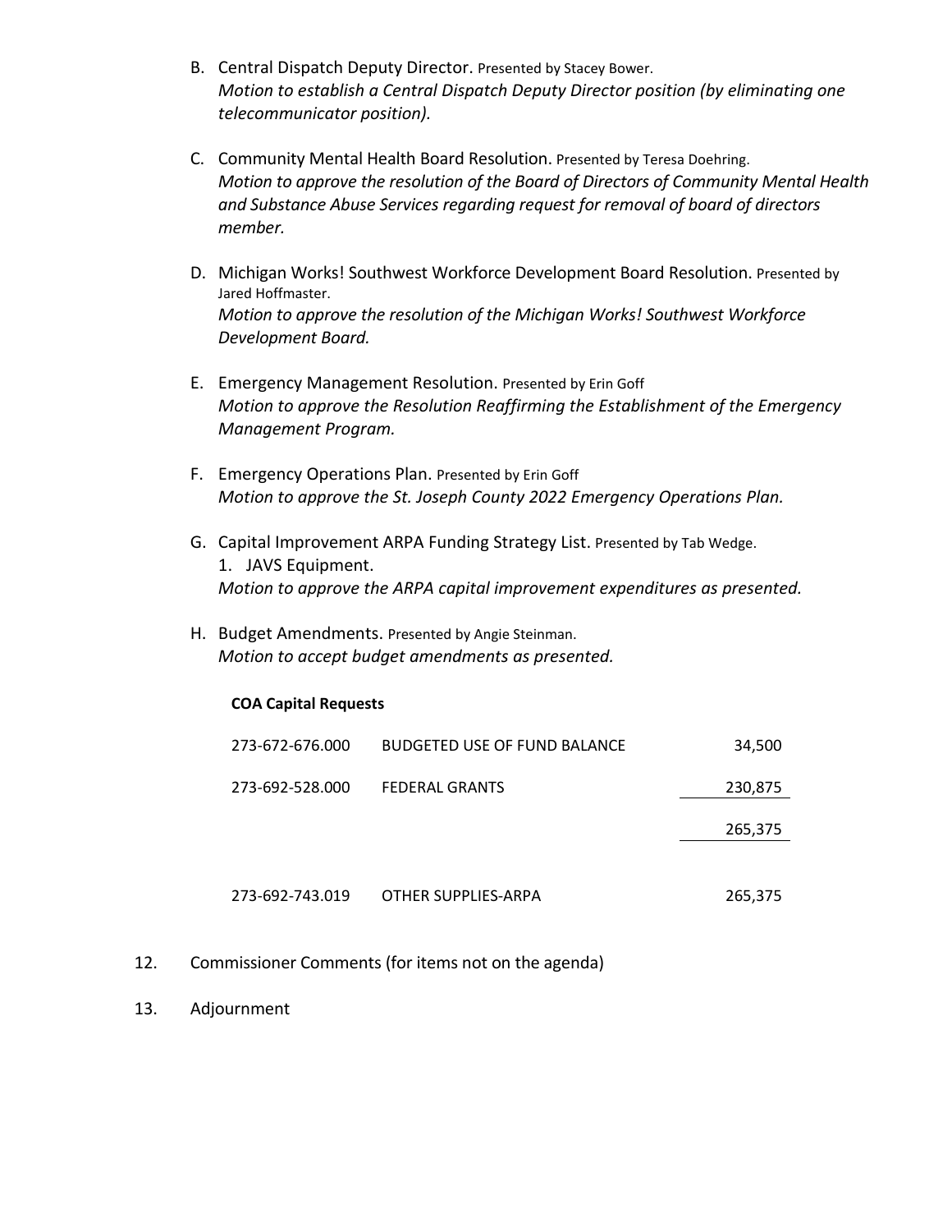B. Central Dispatch Deputy Director. Presented by Stacey Bower.
*Motion to establish a Central Dispatch Deputy Director position (by eliminating one telecommunicator position).*

C. Community Mental Health Board Resolution. Presented by Teresa Doehring.
*Motion to approve the resolution of the Board of Directors of Community Mental Health and Substance Abuse Services regarding request for removal of board of directors member.*

D. Michigan Works! Southwest Workforce Development Board Resolution. Presented by Jared Hoffmaster.
*Motion to approve the resolution of the Michigan Works! Southwest Workforce Development Board.*

E. Emergency Management Resolution. Presented by Erin Goff
*Motion to approve the Resolution Reaffirming the Establishment of the Emergency Management Program.*

F. Emergency Operations Plan. Presented by Erin Goff
*Motion to approve the St. Joseph County 2022 Emergency Operations Plan.*

G. Capital Improvement ARPA Funding Strategy List. Presented by Tab Wedge.
1. JAVS Equipment.

*Motion to approve the ARPA capital improvement expenditures as presented.*

H. Budget Amendments. Presented by Angie Steinman.
*Motion to accept budget amendments as presented.*

**COA Capital Requests**

| | | |
|---|---|---|
| 273-672-676.000 | BUDGETED USE OF FUND BALANCE | 34,500 |
| 273-692-528.000 | FEDERAL GRANTS | 230,875 |
| | | 265,375 |
| 273-692-743.019 | OTHER SUPPLIES-ARPA | 265,375 |

12. Commissioner Comments (for items not on the agenda)

13. Adjournment